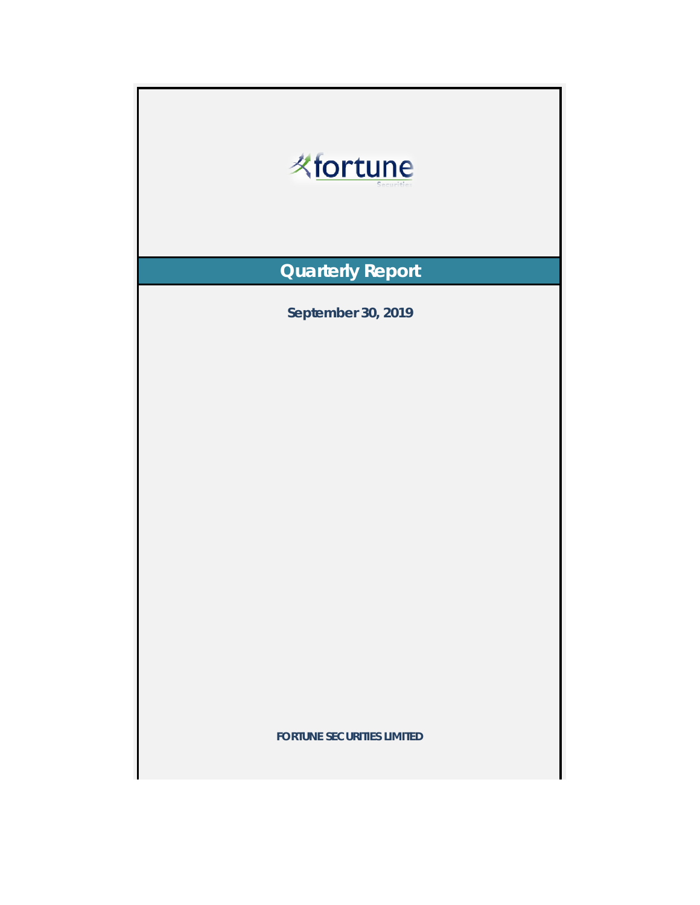fortune

Securities

# Quarterly Report

**September 30, 2019**

**FORTUNE SECURITIES LIMITED**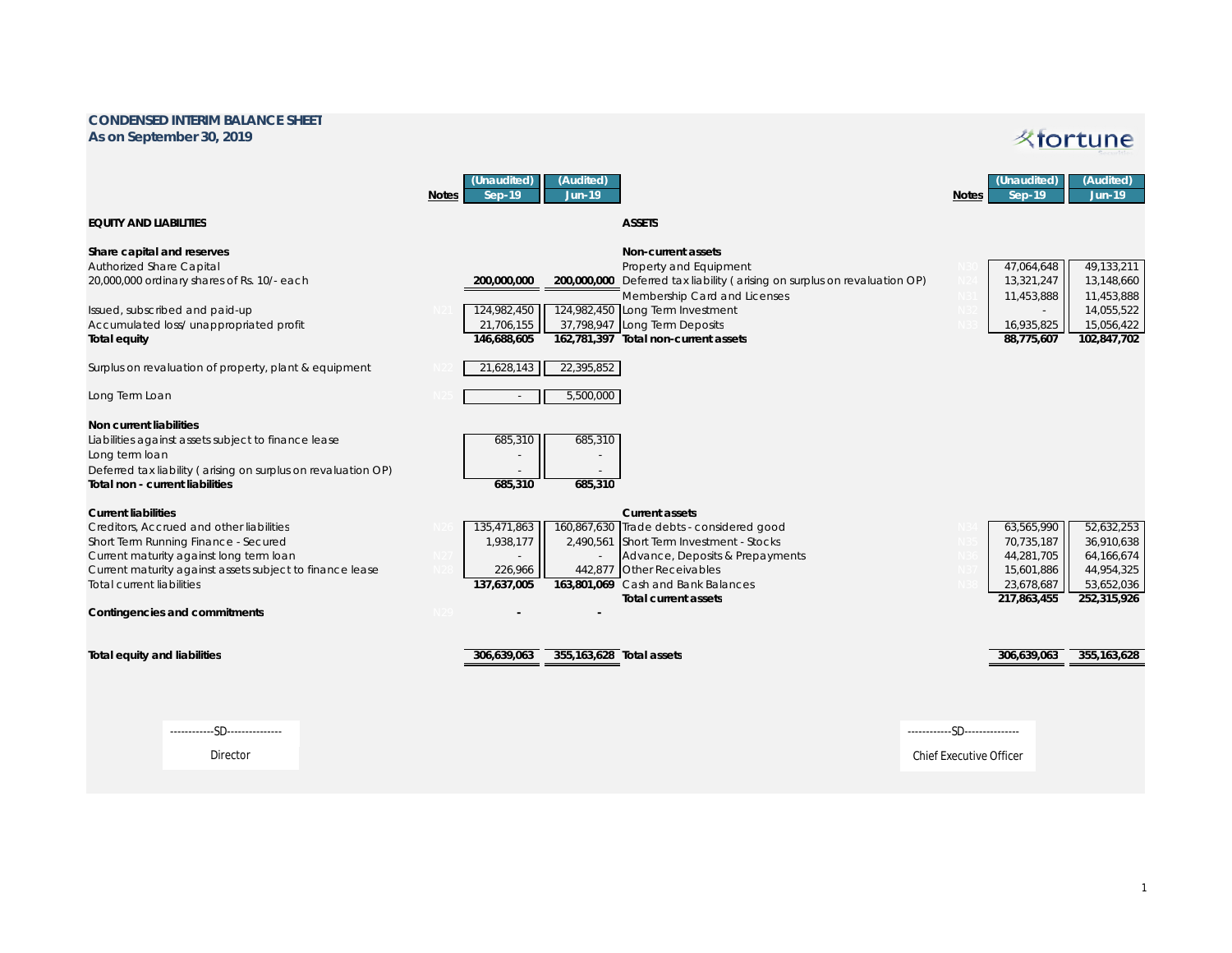# CONDENSED INTERIM BALANCE SHEET

## As on September 30, 2019

fortune

| | Notes | (Unaudited) Sep-19 | (Audited) Jun-19 |
|---|---|---|---|
| **EQUITY AND LIABILITIES** | | | |
| **Share capital and reserves** | | | |
| Authorized Share Capital | | | |
| 20,000,000 ordinary shares of Rs. 10/- each | | **200,000,000** | **200,000,000** |
| Issued, subscribed and paid-up | N21 | 124,982,450 | 124,982,450 |
| Accumulated loss/ unappropriated profit | | 21,706,155 | 37,798,947 |
| **Total equity** | | **146,688,605** | **162,781,397** |
| Surplus on revaluation of property, plant & equipment | N22 | 21,628,143 | 22,395,852 |
| Long Term Loan | N25 | - | 5,500,000 |
| **Non current liabilities** | | | |
| Liabilities against assets subject to finance lease | | 685,310 | 685,310 |
| Long term loan | | - | - |
| Deferred tax liability ( arising on surplus on revaluation OP) | | - | - |
| **Total non - current liabilities** | | **685,310** | **685,310** |
| **Current liabilities** | | | |
| Creditors, Accrued and other liabilities | N26 | 135,471,863 | 160,867,630 |
| Short Term Running Finance - Secured | | 1,938,177 | 2,490,561 |
| Current maturity against long term loan | N27 | - | - |
| Current maturity against assets subject to finance lease | N28 | 226,966 | 442,877 |
| Total current liabilities | | **137,637,005** | **163,801,069** |
| **Contingencies and commitments** | N29 | - | - |
| **Total equity and liabilities** | | **306,639,063** | **355,163,628** |

| | Notes | (Unaudited) Sep-19 | (Audited) Jun-19 |
|---|---|---|---|
| **ASSETS** | | | |
| **Non-current assets** | | | |
| Property and Equipment | N30 | 47,064,648 | 49,133,211 |
| Deferred tax liability ( arising on surplus on revaluation OP) | N24 | 13,321,247 | 13,148,660 |
| Membership Card and Licenses | N31 | 11,453,888 | 11,453,888 |
| Long Term Investment | N32 | - | 14,055,522 |
| Long Term Deposits | N33 | 16,935,825 | 15,056,422 |
| **Total non-current assets** | | **88,775,607** | **102,847,702** |
| **Current assets** | | | |
| Trade debts - considered good | N34 | 63,565,990 | 52,632,253 |
| Short Term Investment - Stocks | N35 | 70,735,187 | 36,910,638 |
| Advance, Deposits & Prepayments | N36 | 44,281,705 | 64,166,674 |
| Other Receivables | N37 | 15,601,886 | 44,954,325 |
| Cash and Bank Balances | N38 | 23,678,687 | 53,652,036 |
| **Total current assets** | | **217,863,455** | **252,315,926** |
| **Total assets** | | **306,639,063** | **355,163,628** |

------------SD---------------

Director

------------SD---------------

Chief Executive Officer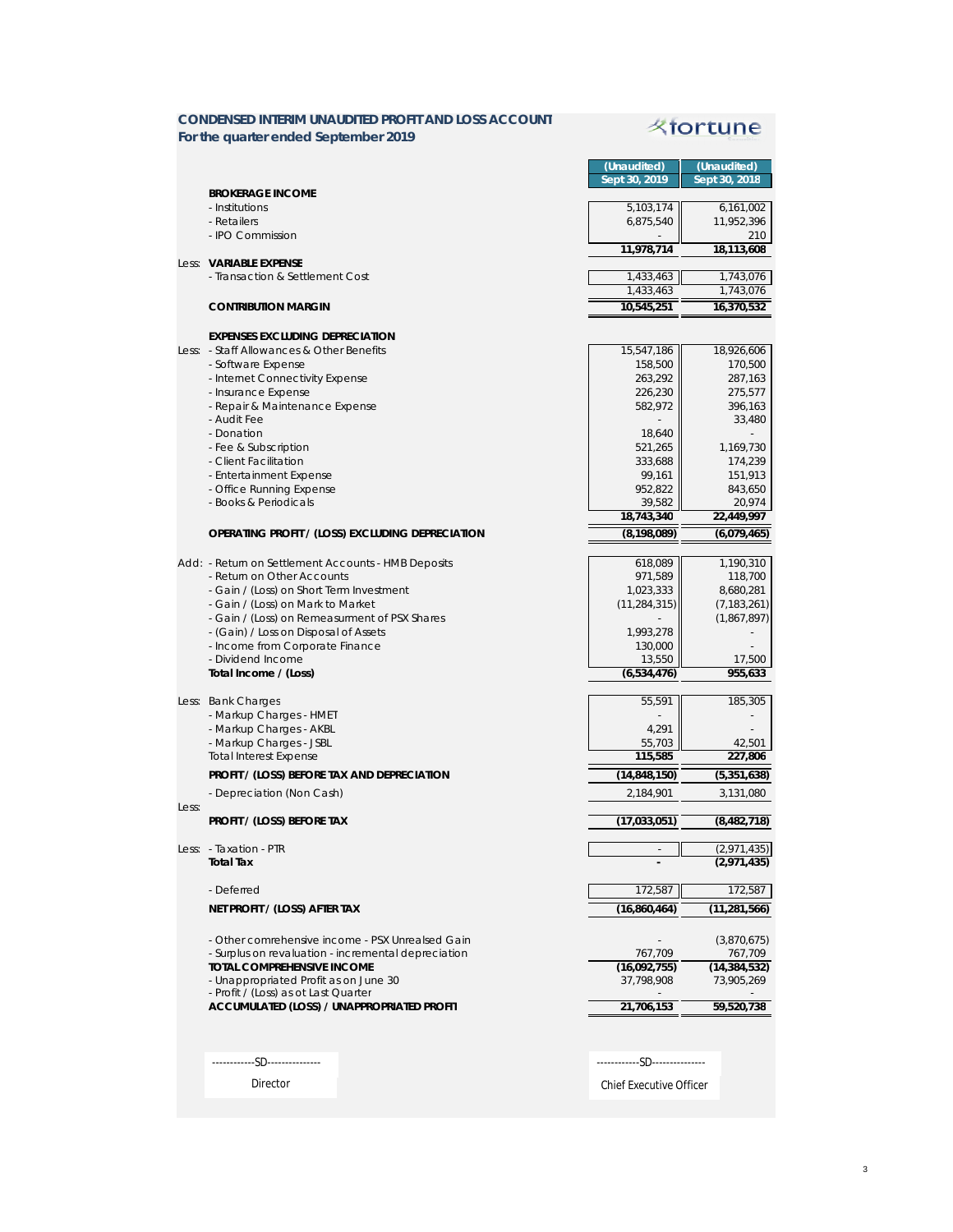## CONDENSED INTERIM UNAUDITED PROFIT AND LOSS ACCOUNT
### For the quarter ended September 2019

fortune

| | | (Unaudited) Sept 30, 2019 | (Unaudited) Sept 30, 2018 |
|---|---|---|---|
| | **BROKERAGE INCOME** | | |
| | - Institutions | 5,103,174 | 6,161,002 |
| | - Retailers | 6,875,540 | 11,952,396 |
| | - IPO Commission | - | 210 |
| | | **11,978,714** | **18,113,608** |
| Less: | **VARIABLE EXPENSE** | | |
| | - Transaction & Settlement Cost | 1,433,463 | 1,743,076 |
| | | 1,433,463 | 1,743,076 |
| | **CONTRIBUTION MARGIN** | **10,545,251** | **16,370,532** |
| | **EXPENSES EXCLUDING DEPRECIATION** | | |
| Less: | - Staff Allowances & Other Benefits | 15,547,186 | 18,926,606 |
| | - Software Expense | 158,500 | 170,500 |
| | - Internet Connectivity Expense | 263,292 | 287,163 |
| | - Insurance Expense | 226,230 | 275,577 |
| | - Repair & Maintenance Expense | 582,972 | 396,163 |
| | - Audit Fee | - | 33,480 |
| | - Donation | 18,640 | - |
| | - Fee & Subscription | 521,265 | 1,169,730 |
| | - Client Facilitation | 333,688 | 174,239 |
| | - Entertainment Expense | 99,161 | 151,913 |
| | - Office Running Expense | 952,822 | 843,650 |
| | - Books & Periodicals | 39,582 | 20,974 |
| | | **18,743,340** | **22,449,997** |
| | **OPERATING PROFIT / (LOSS) EXCLUDING DEPRECIATION** | **(8,198,089)** | **(6,079,465)** |
| Add: | - Return on Settlement Accounts - HMB Deposits | 618,089 | 1,190,310 |
| | - Return on Other Accounts | 971,589 | 118,700 |
| | - Gain / (Loss) on Short Term Investment | 1,023,333 | 8,680,281 |
| | - Gain / (Loss) on Mark to Market | (11,284,315) | (7,183,261) |
| | - Gain / (Loss) on Remeasurment of PSX Shares | - | (1,867,897) |
| | - (Gain) / Loss on Disposal of Assets | 1,993,278 | - |
| | - Income from Corporate Finance | 130,000 | - |
| | - Dividend Income | 13,550 | 17,500 |
| | **Total Income / (Loss)** | **(6,534,476)** | **955,633** |
| Less: | Bank Charges | 55,591 | 185,305 |
| | - Markup Charges - HMET | - | - |
| | - Markup Charges - AKBL | 4,291 | - |
| | - Markup Charges - JSBL | 55,703 | 42,501 |
| | Total Interest Expense | **115,585** | **227,806** |
| | **PROFIT / (LOSS) BEFORE TAX AND DEPRECIATION** | **(14,848,150)** | **(5,351,638)** |
| Less: | - Depreciation (Non Cash) | 2,184,901 | 3,131,080 |
| | **PROFIT / (LOSS) BEFORE TAX** | **(17,033,051)** | **(8,482,718)** |
| Less: | - Taxation - PTR | - | (2,971,435) |
| | **Total Tax** | **-** | **(2,971,435)** |
| | - Deferred | 172,587 | 172,587 |
| | **NET PROFIT / (LOSS) AFTER TAX** | **(16,860,464)** | **(11,281,566)** |
| | - Other comrehensive income - PSX Unrealsed Gain | - | (3,870,675) |
| | - Surplus on revaluation - incremental depreciation | 767,709 | 767,709 |
| | **TOTAL COMPREHENSIVE INCOME** | **(16,092,755)** | **(14,384,532)** |
| | - Unappropriated Profit as on June 30 | 37,798,908 | 73,905,269 |
| | - Profit / (Loss) as ot Last Quarter | - | - |
| | **ACCUMULATED (LOSS) / UNAPPROPRIATED PROFIT** | **21,706,153** | **59,520,738** |

------------SD---------------
Director

------------SD---------------
Chief Executive Officer